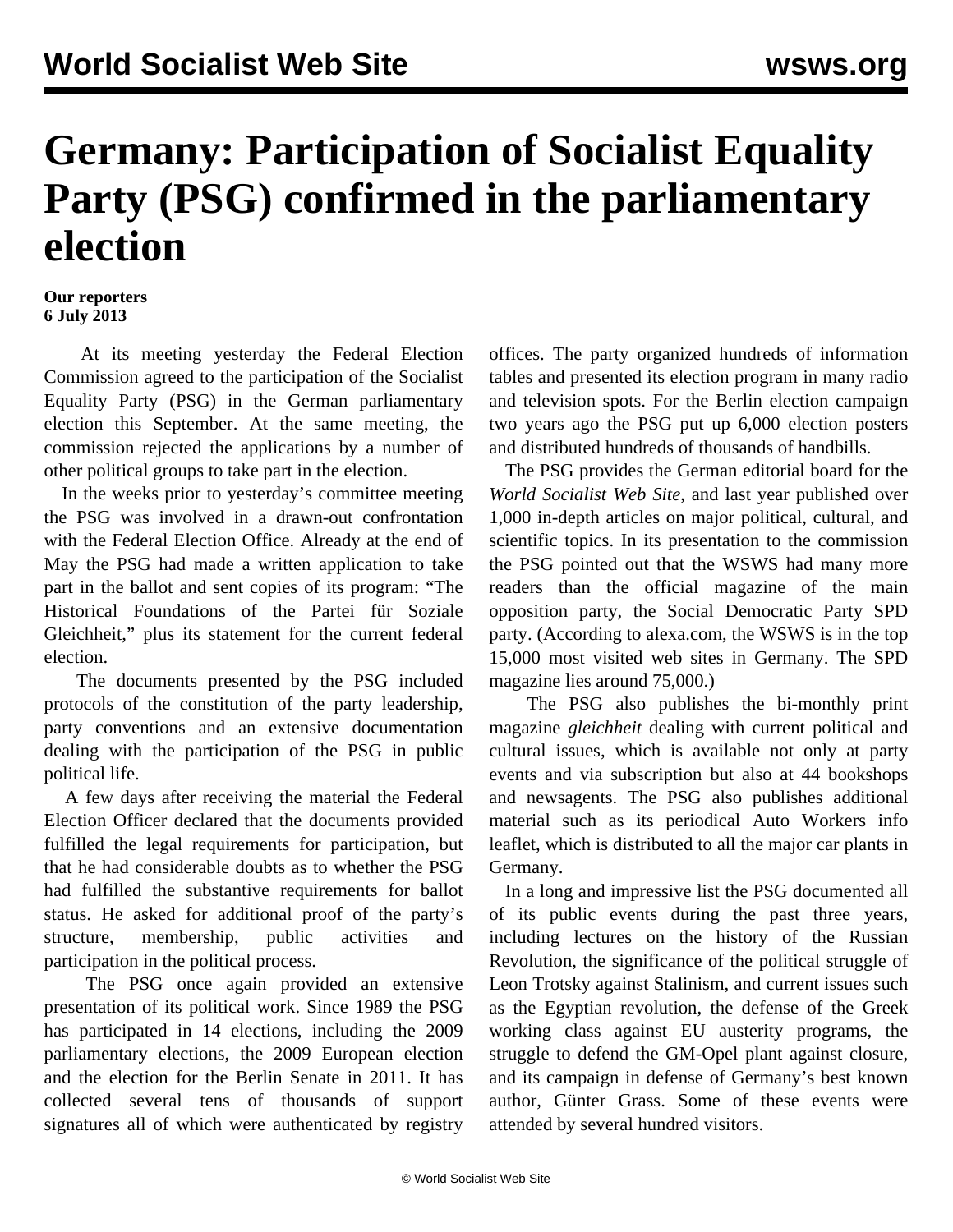# Germany: Participation of Socialist Equality Party (PSG) confirmed in the parliamentary election

**Our reporters**
**6 July 2013**

At its meeting yesterday the Federal Election Commission agreed to the participation of the Socialist Equality Party (PSG) in the German parliamentary election this September. At the same meeting, the commission rejected the applications by a number of other political groups to take part in the election.

In the weeks prior to yesterday's committee meeting the PSG was involved in a drawn-out confrontation with the Federal Election Office. Already at the end of May the PSG had made a written application to take part in the ballot and sent copies of its program: "The Historical Foundations of the Partei für Soziale Gleichheit," plus its statement for the current federal election.

The documents presented by the PSG included protocols of the constitution of the party leadership, party conventions and an extensive documentation dealing with the participation of the PSG in public political life.

A few days after receiving the material the Federal Election Officer declared that the documents provided fulfilled the legal requirements for participation, but that he had considerable doubts as to whether the PSG had fulfilled the substantive requirements for ballot status. He asked for additional proof of the party's structure, membership, public activities and participation in the political process.

The PSG once again provided an extensive presentation of its political work. Since 1989 the PSG has participated in 14 elections, including the 2009 parliamentary elections, the 2009 European election and the election for the Berlin Senate in 2011. It has collected several tens of thousands of support signatures all of which were authenticated by registry offices. The party organized hundreds of information tables and presented its election program in many radio and television spots. For the Berlin election campaign two years ago the PSG put up 6,000 election posters and distributed hundreds of thousands of handbills.

The PSG provides the German editorial board for the *World Socialist Web Site*, and last year published over 1,000 in-depth articles on major political, cultural, and scientific topics. In its presentation to the commission the PSG pointed out that the WSWS had many more readers than the official magazine of the main opposition party, the Social Democratic Party SPD party. (According to alexa.com, the WSWS is in the top 15,000 most visited web sites in Germany. The SPD magazine lies around 75,000.)

The PSG also publishes the bi-monthly print magazine *gleichheit* dealing with current political and cultural issues, which is available not only at party events and via subscription but also at 44 bookshops and newsagents. The PSG also publishes additional material such as its periodical Auto Workers info leaflet, which is distributed to all the major car plants in Germany.

In a long and impressive list the PSG documented all of its public events during the past three years, including lectures on the history of the Russian Revolution, the significance of the political struggle of Leon Trotsky against Stalinism, and current issues such as the Egyptian revolution, the defense of the Greek working class against EU austerity programs, the struggle to defend the GM-Opel plant against closure, and its campaign in defense of Germany's best known author, Günter Grass. Some of these events were attended by several hundred visitors.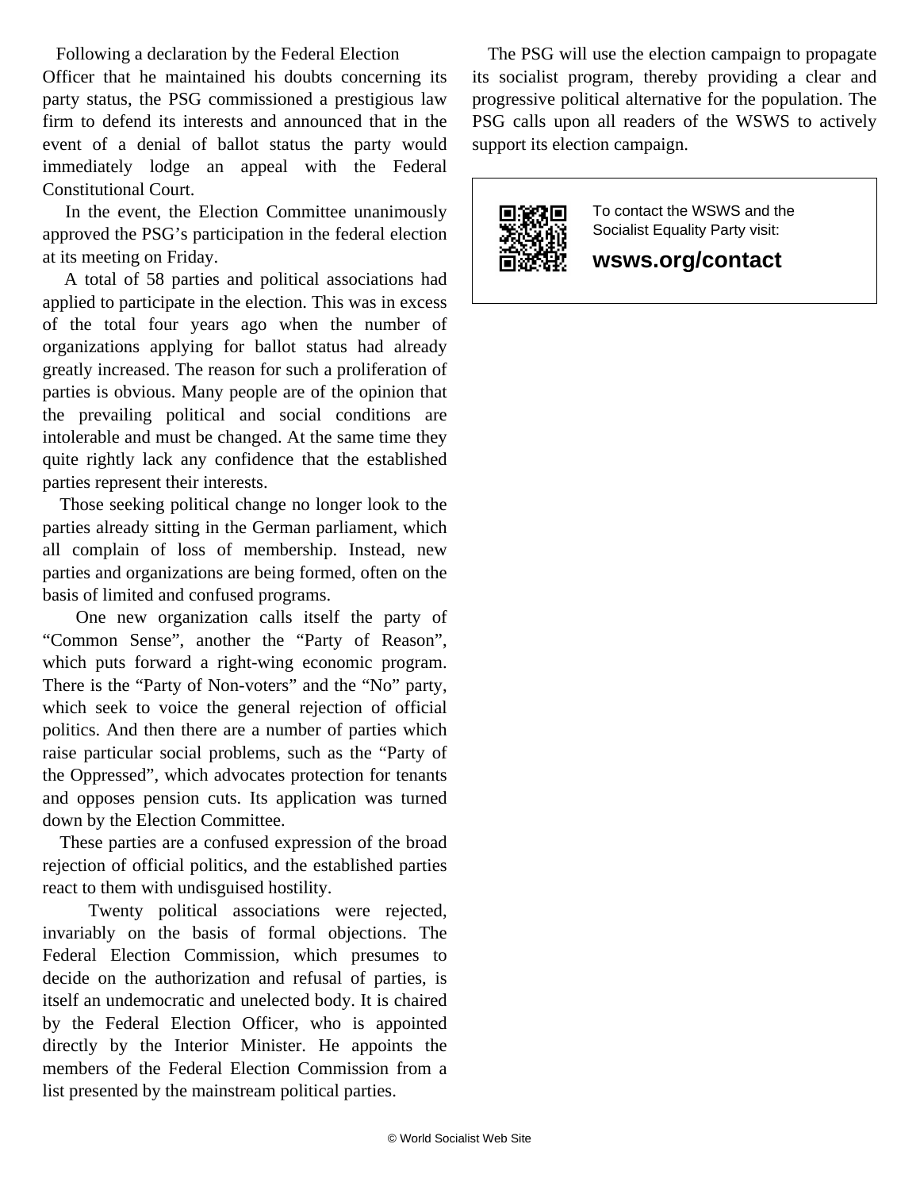Following a declaration by the Federal Election Officer that he maintained his doubts concerning its party status, the PSG commissioned a prestigious law firm to defend its interests and announced that in the event of a denial of ballot status the party would immediately lodge an appeal with the Federal Constitutional Court.

In the event, the Election Committee unanimously approved the PSG's participation in the federal election at its meeting on Friday.

A total of 58 parties and political associations had applied to participate in the election. This was in excess of the total four years ago when the number of organizations applying for ballot status had already greatly increased. The reason for such a proliferation of parties is obvious. Many people are of the opinion that the prevailing political and social conditions are intolerable and must be changed. At the same time they quite rightly lack any confidence that the established parties represent their interests.

Those seeking political change no longer look to the parties already sitting in the German parliament, which all complain of loss of membership. Instead, new parties and organizations are being formed, often on the basis of limited and confused programs.

One new organization calls itself the party of "Common Sense", another the "Party of Reason", which puts forward a right-wing economic program. There is the "Party of Non-voters" and the "No" party, which seek to voice the general rejection of official politics. And then there are a number of parties which raise particular social problems, such as the "Party of the Oppressed", which advocates protection for tenants and opposes pension cuts. Its application was turned down by the Election Committee.

These parties are a confused expression of the broad rejection of official politics, and the established parties react to them with undisguised hostility.

Twenty political associations were rejected, invariably on the basis of formal objections. The Federal Election Commission, which presumes to decide on the authorization and refusal of parties, is itself an undemocratic and unelected body. It is chaired by the Federal Election Officer, who is appointed directly by the Interior Minister. He appoints the members of the Federal Election Commission from a list presented by the mainstream political parties.

The PSG will use the election campaign to propagate its socialist program, thereby providing a clear and progressive political alternative for the population. The PSG calls upon all readers of the WSWS to actively support its election campaign.

To contact the WSWS and the Socialist Equality Party visit:

**wsws.org/contact**